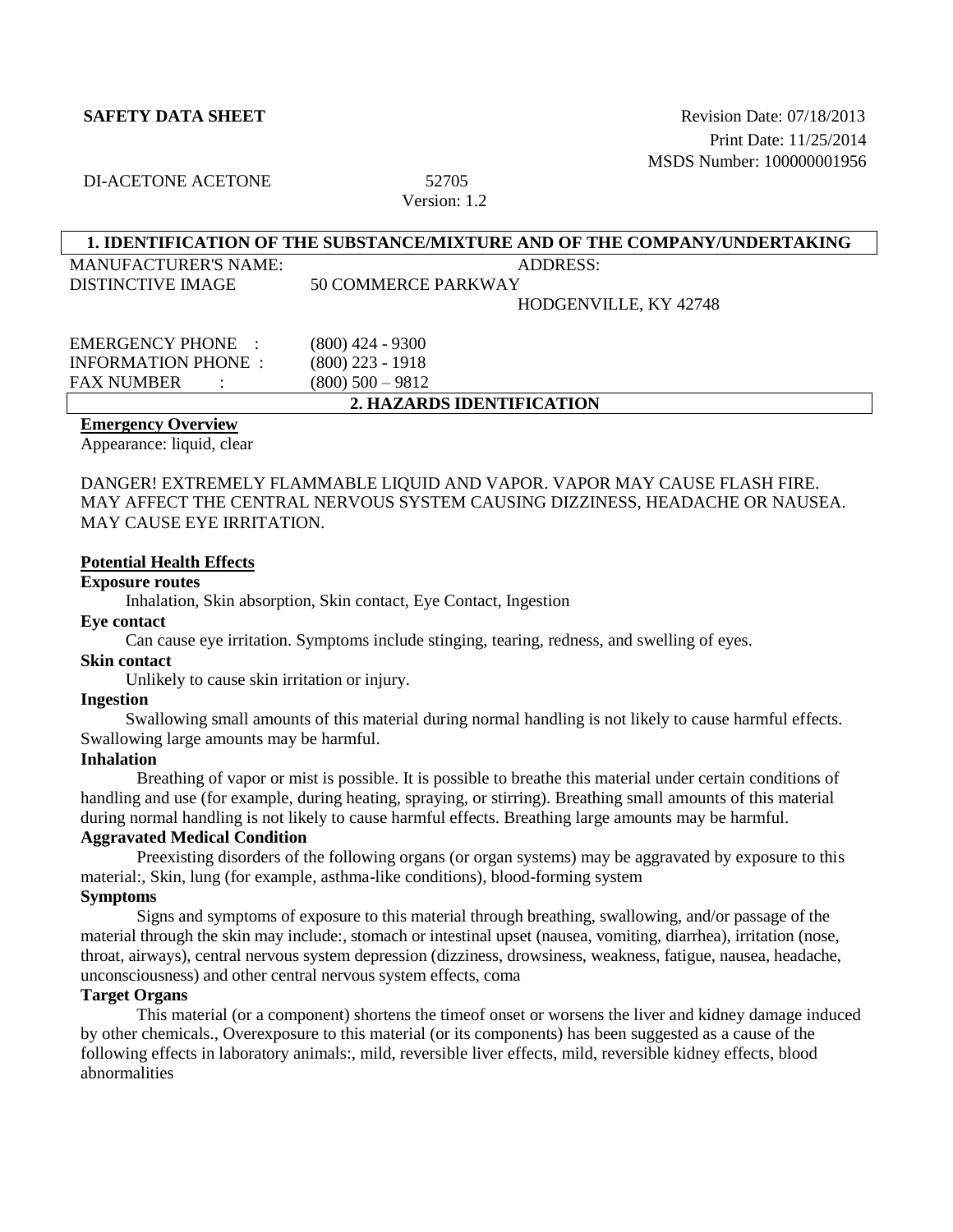**SAFETY DATA SHEET**

Revision Date: 07/18/2013
Print Date: 11/25/2014
MSDS Number: 100000001956

DI-ACETONE ACETONE 52705
Version: 1.2

## 1. IDENTIFICATION OF THE SUBSTANCE/MIXTURE AND OF THE COMPANY/UNDERTAKING

MANUFACTURER'S NAME: DISTINCTIVE IMAGE

ADDRESS: 50 COMMERCE PARKWAY
HODGENVILLE, KY 42748

EMERGENCY PHONE : (800) 424 - 9300
INFORMATION PHONE : (800) 223 - 1918
FAX NUMBER : (800) 500 – 9812

## 2. HAZARDS IDENTIFICATION

**Emergency Overview**

Appearance: liquid, clear

DANGER! EXTREMELY FLAMMABLE LIQUID AND VAPOR. VAPOR MAY CAUSE FLASH FIRE. MAY AFFECT THE CENTRAL NERVOUS SYSTEM CAUSING DIZZINESS, HEADACHE OR NAUSEA. MAY CAUSE EYE IRRITATION.

**Potential Health Effects**

**Exposure routes**

Inhalation, Skin absorption, Skin contact, Eye Contact, Ingestion

**Eye contact**

Can cause eye irritation. Symptoms include stinging, tearing, redness, and swelling of eyes.

**Skin contact**

Unlikely to cause skin irritation or injury.

**Ingestion**

Swallowing small amounts of this material during normal handling is not likely to cause harmful effects. Swallowing large amounts may be harmful.

**Inhalation**

Breathing of vapor or mist is possible. It is possible to breathe this material under certain conditions of handling and use (for example, during heating, spraying, or stirring). Breathing small amounts of this material during normal handling is not likely to cause harmful effects. Breathing large amounts may be harmful.

**Aggravated Medical Condition**

Preexisting disorders of the following organs (or organ systems) may be aggravated by exposure to this material:, Skin, lung (for example, asthma-like conditions), blood-forming system

**Symptoms**

Signs and symptoms of exposure to this material through breathing, swallowing, and/or passage of the material through the skin may include:, stomach or intestinal upset (nausea, vomiting, diarrhea), irritation (nose, throat, airways), central nervous system depression (dizziness, drowsiness, weakness, fatigue, nausea, headache, unconsciousness) and other central nervous system effects, coma

**Target Organs**

This material (or a component) shortens the timeof onset or worsens the liver and kidney damage induced by other chemicals., Overexposure to this material (or its components) has been suggested as a cause of the following effects in laboratory animals:, mild, reversible liver effects, mild, reversible kidney effects, blood abnormalities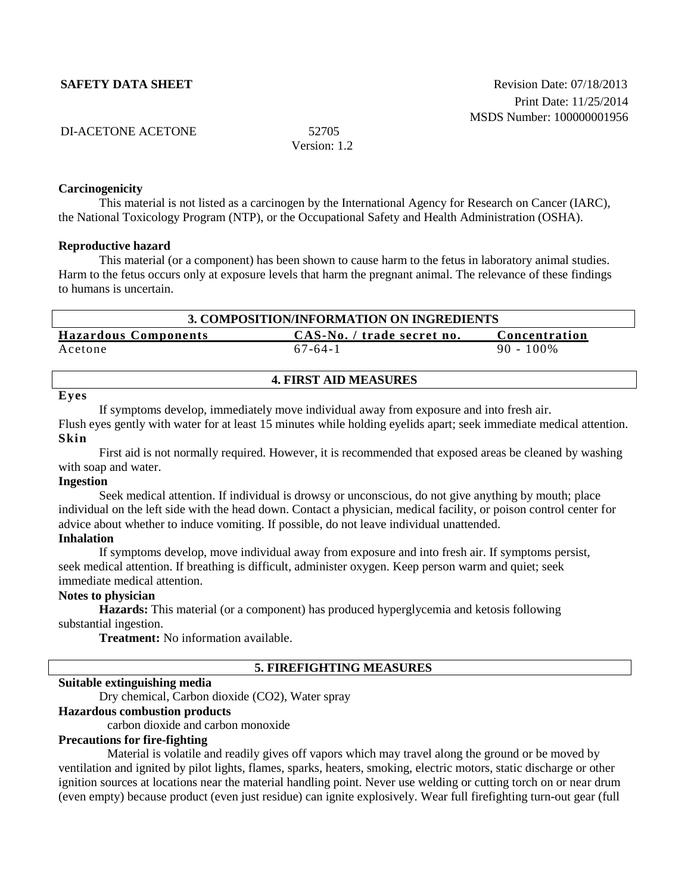**Carcinogenicity**

This material is not listed as a carcinogen by the International Agency for Research on Cancer (IARC), the National Toxicology Program (NTP), or the Occupational Safety and Health Administration (OSHA).

**Reproductive hazard**

This material (or a component) has been shown to cause harm to the fetus in laboratory animal studies. Harm to the fetus occurs only at exposure levels that harm the pregnant animal. The relevance of these findings to humans is uncertain.

## 3. COMPOSITION/INFORMATION ON INGREDIENTS

| Hazardous Components | CAS-No. / trade secret no. | Concentration |
|---|---|---|
| Acetone | 67-64-1 | 90 - 100% |

## 4. FIRST AID MEASURES

**Eyes**

If symptoms develop, immediately move individual away from exposure and into fresh air. Flush eyes gently with water for at least 15 minutes while holding eyelids apart; seek immediate medical attention.

**Skin**

First aid is not normally required. However, it is recommended that exposed areas be cleaned by washing with soap and water.

**Ingestion**

Seek medical attention. If individual is drowsy or unconscious, do not give anything by mouth; place individual on the left side with the head down. Contact a physician, medical facility, or poison control center for advice about whether to induce vomiting. If possible, do not leave individual unattended.

**Inhalation**

If symptoms develop, move individual away from exposure and into fresh air. If symptoms persist, seek medical attention. If breathing is difficult, administer oxygen. Keep person warm and quiet; seek immediate medical attention.

**Notes to physician**

**Hazards:** This material (or a component) has produced hyperglycemia and ketosis following substantial ingestion.

**Treatment:** No information available.

## 5. FIREFIGHTING MEASURES

**Suitable extinguishing media**

Dry chemical, Carbon dioxide ($CO_2$), Water spray

**Hazardous combustion products**

carbon dioxide and carbon monoxide

**Precautions for fire-fighting**

Material is volatile and readily gives off vapors which may travel along the ground or be moved by ventilation and ignited by pilot lights, flames, sparks, heaters, smoking, electric motors, static discharge or other ignition sources at locations near the material handling point. Never use welding or cutting torch on or near drum (even empty) because product (even just residue) can ignite explosively. Wear full firefighting turn-out gear (full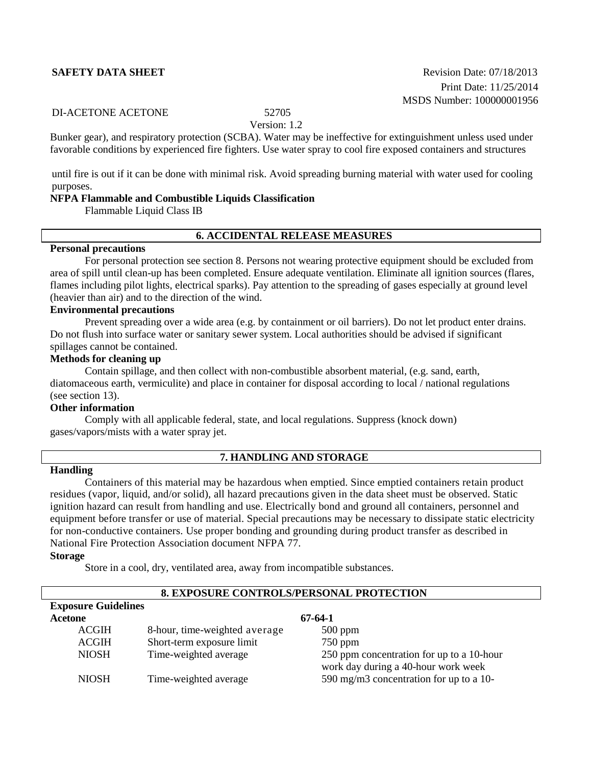Bunker gear), and respiratory protection (SCBA). Water may be ineffective for extinguishment unless used under favorable conditions by experienced fire fighters. Use water spray to cool fire exposed containers and structures

until fire is out if it can be done with minimal risk. Avoid spreading burning material with water used for cooling purposes.

**NFPA Flammable and Combustible Liquids Classification**

Flammable Liquid Class IB

## 6. ACCIDENTAL RELEASE MEASURES

**Personal precautions**

For personal protection see section 8. Persons not wearing protective equipment should be excluded from area of spill until clean-up has been completed. Ensure adequate ventilation. Eliminate all ignition sources (flares, flames including pilot lights, electrical sparks). Pay attention to the spreading of gases especially at ground level (heavier than air) and to the direction of the wind.

**Environmental precautions**

Prevent spreading over a wide area (e.g. by containment or oil barriers). Do not let product enter drains. Do not flush into surface water or sanitary sewer system. Local authorities should be advised if significant spillages cannot be contained.

**Methods for cleaning up**

Contain spillage, and then collect with non-combustible absorbent material, (e.g. sand, earth, diatomaceous earth, vermiculite) and place in container for disposal according to local / national regulations (see section 13).

**Other information**

Comply with all applicable federal, state, and local regulations. Suppress (knock down) gases/vapors/mists with a water spray jet.

## 7. HANDLING AND STORAGE

**Handling**

Containers of this material may be hazardous when emptied. Since emptied containers retain product residues (vapor, liquid, and/or solid), all hazard precautions given in the data sheet must be observed. Static ignition hazard can result from handling and use. Electrically bond and ground all containers, personnel and equipment before transfer or use of material. Special precautions may be necessary to dissipate static electricity for non-conductive containers. Use proper bonding and grounding during product transfer as described in National Fire Protection Association document NFPA 77.

**Storage**

Store in a cool, dry, ventilated area, away from incompatible substances.

## 8. EXPOSURE CONTROLS/PERSONAL PROTECTION

**Exposure Guidelines**

| **Acetone** | | **67-64-1** |
|---|---|---|
| ACGIH | 8-hour, time-weighted average | 500 ppm |
| ACGIH | Short-term exposure limit | 750 ppm |
| NIOSH | Time-weighted average | 250 ppm concentration for up to a 10-hour work day during a 40-hour work week |
| NIOSH | Time-weighted average | 590 mg/m3 concentration for up to a 10- |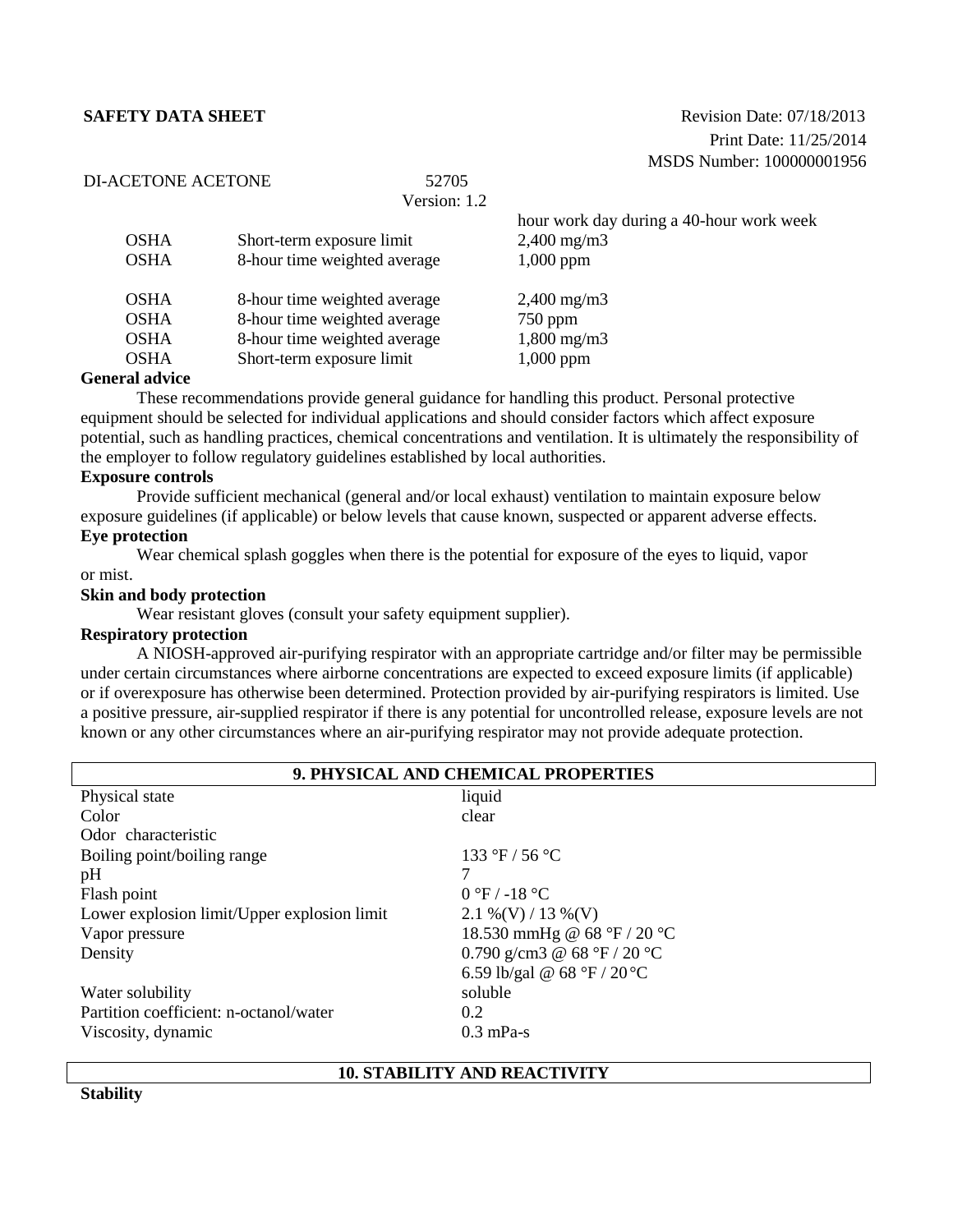hour work day during a 40-hour work week

| | | |
|---|---|---|
| OSHA | Short-term exposure limit | 2,400 mg/m3 |
| OSHA | 8-hour time weighted average | 1,000 ppm |
| OSHA | 8-hour time weighted average | 2,400 mg/m3 |
| OSHA | 8-hour time weighted average | 750 ppm |
| OSHA | 8-hour time weighted average | 1,800 mg/m3 |
| OSHA | Short-term exposure limit | 1,000 ppm |

**General advice**

These recommendations provide general guidance for handling this product. Personal protective equipment should be selected for individual applications and should consider factors which affect exposure potential, such as handling practices, chemical concentrations and ventilation. It is ultimately the responsibility of the employer to follow regulatory guidelines established by local authorities.

**Exposure controls**

Provide sufficient mechanical (general and/or local exhaust) ventilation to maintain exposure below exposure guidelines (if applicable) or below levels that cause known, suspected or apparent adverse effects.

**Eye protection**

Wear chemical splash goggles when there is the potential for exposure of the eyes to liquid, vapor or mist.

**Skin and body protection**

Wear resistant gloves (consult your safety equipment supplier).

**Respiratory protection**

A NIOSH-approved air-purifying respirator with an appropriate cartridge and/or filter may be permissible under certain circumstances where airborne concentrations are expected to exceed exposure limits (if applicable) or if overexposure has otherwise been determined. Protection provided by air-purifying respirators is limited. Use a positive pressure, air-supplied respirator if there is any potential for uncontrolled release, exposure levels are not known or any other circumstances where an air-purifying respirator may not provide adequate protection.

## 9. PHYSICAL AND CHEMICAL PROPERTIES

| | |
|---|---|
| Physical state | liquid |
| Color | clear |
| Odor characteristic | |
| Boiling point/boiling range | 133 °F / 56 °C |
| pH | 7 |
| Flash point | 0 °F / -18 °C |
| Lower explosion limit/Upper explosion limit | 2.1 %(V) / 13 %(V) |
| Vapor pressure | 18.530 mmHg @ 68 °F / 20 °C |
| Density | 0.790 g/cm3 @ 68 °F / 20 °C<br>6.59 lb/gal @ 68 °F / 20 °C |
| Water solubility | soluble |
| Partition coefficient: n-octanol/water | 0.2 |
| Viscosity, dynamic | 0.3 mPa-s |

## 10. STABILITY AND REACTIVITY

**Stability**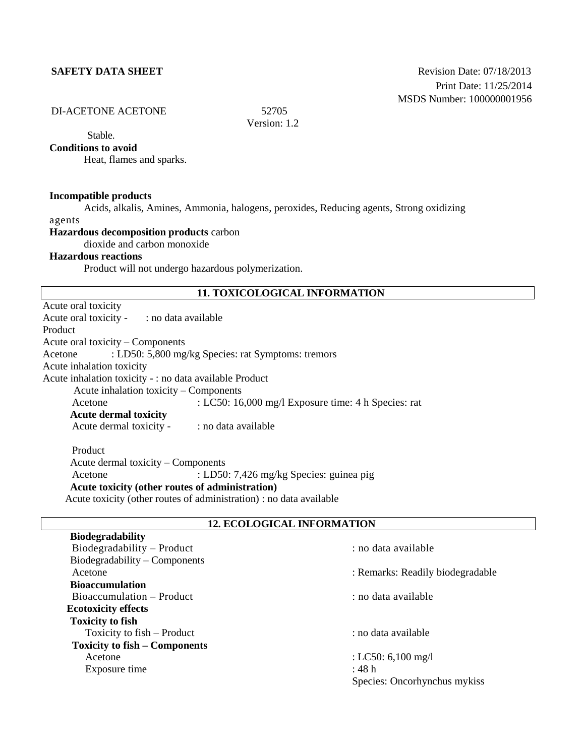Stable.

**Conditions to avoid**

Heat, flames and sparks.

**Incompatible products**

Acids, alkalis, Amines, Ammonia, halogens, peroxides, Reducing agents, Strong oxidizing agents

**Hazardous decomposition products** carbon dioxide and carbon monoxide

**Hazardous reactions**

Product will not undergo hazardous polymerization.

## 11. TOXICOLOGICAL INFORMATION

Acute oral toxicity

Acute oral toxicity - : no data available

Product

Acute oral toxicity – Components

Acetone : LD50: 5,800 mg/kg Species: rat Symptoms: tremors

Acute inhalation toxicity

Acute inhalation toxicity - : no data available Product

Acute inhalation toxicity – Components

Acetone : LC50: 16,000 mg/l Exposure time: 4 h Species: rat

**Acute dermal toxicity**

Acute dermal toxicity - : no data available

Product

Acute dermal toxicity – Components

Acetone : LD50: 7,426 mg/kg Species: guinea pig

**Acute toxicity (other routes of administration)**

Acute toxicity (other routes of administration) : no data available

## 12. ECOLOGICAL INFORMATION

**Biodegradability**

Biodegradability – Product : no data available

Biodegradability – Components

Acetone : Remarks: Readily biodegradable

**Bioaccumulation**

Bioaccumulation – Product : no data available

**Ecotoxicity effects**

**Toxicity to fish**

Toxicity to fish – Product : no data available

**Toxicity to fish – Components**

Acetone : LC50: 6,100 mg/l

Exposure time : 48 h

Species: Oncorhynchus mykiss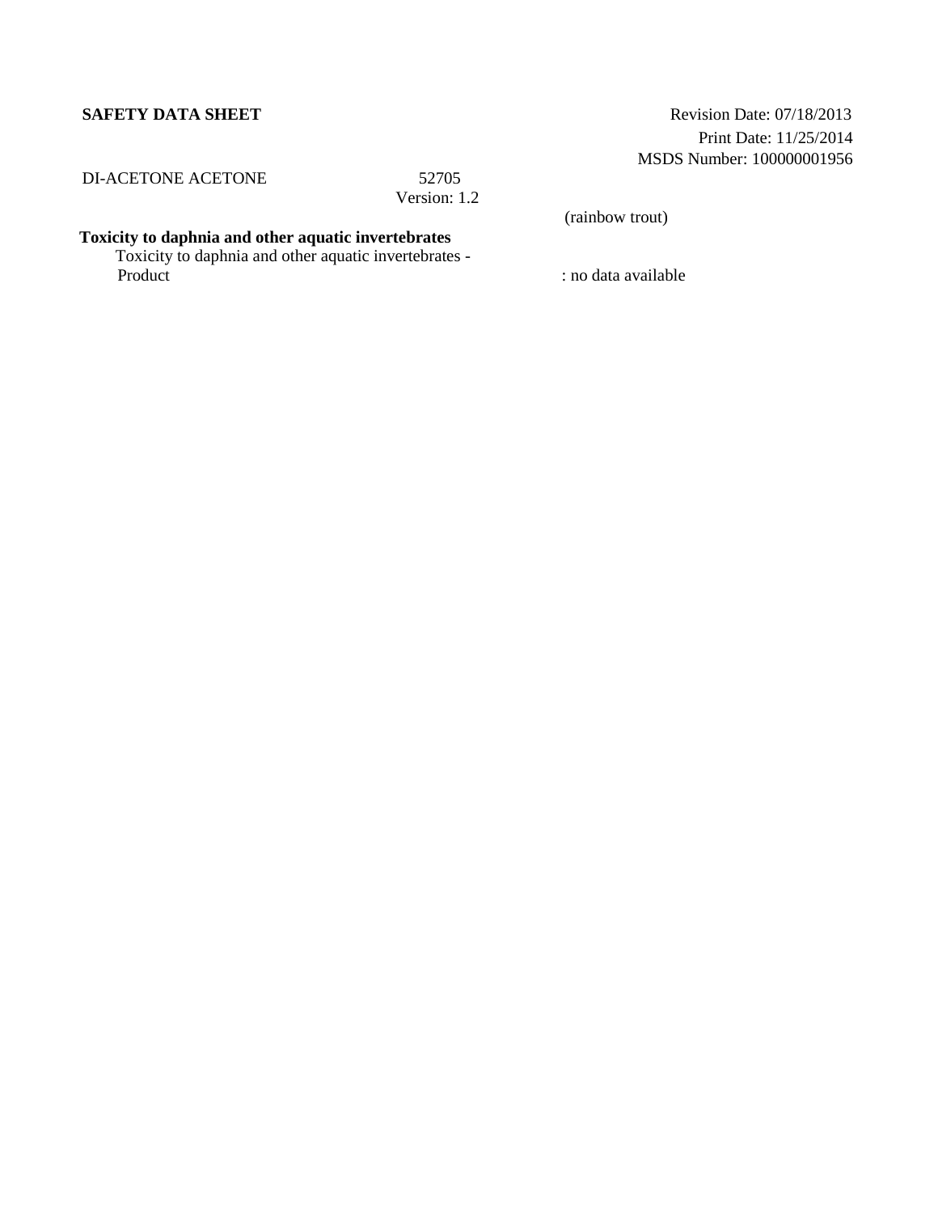(rainbow trout)

**Toxicity to daphnia and other aquatic invertebrates**

Toxicity to daphnia and other aquatic invertebrates - Product : no data available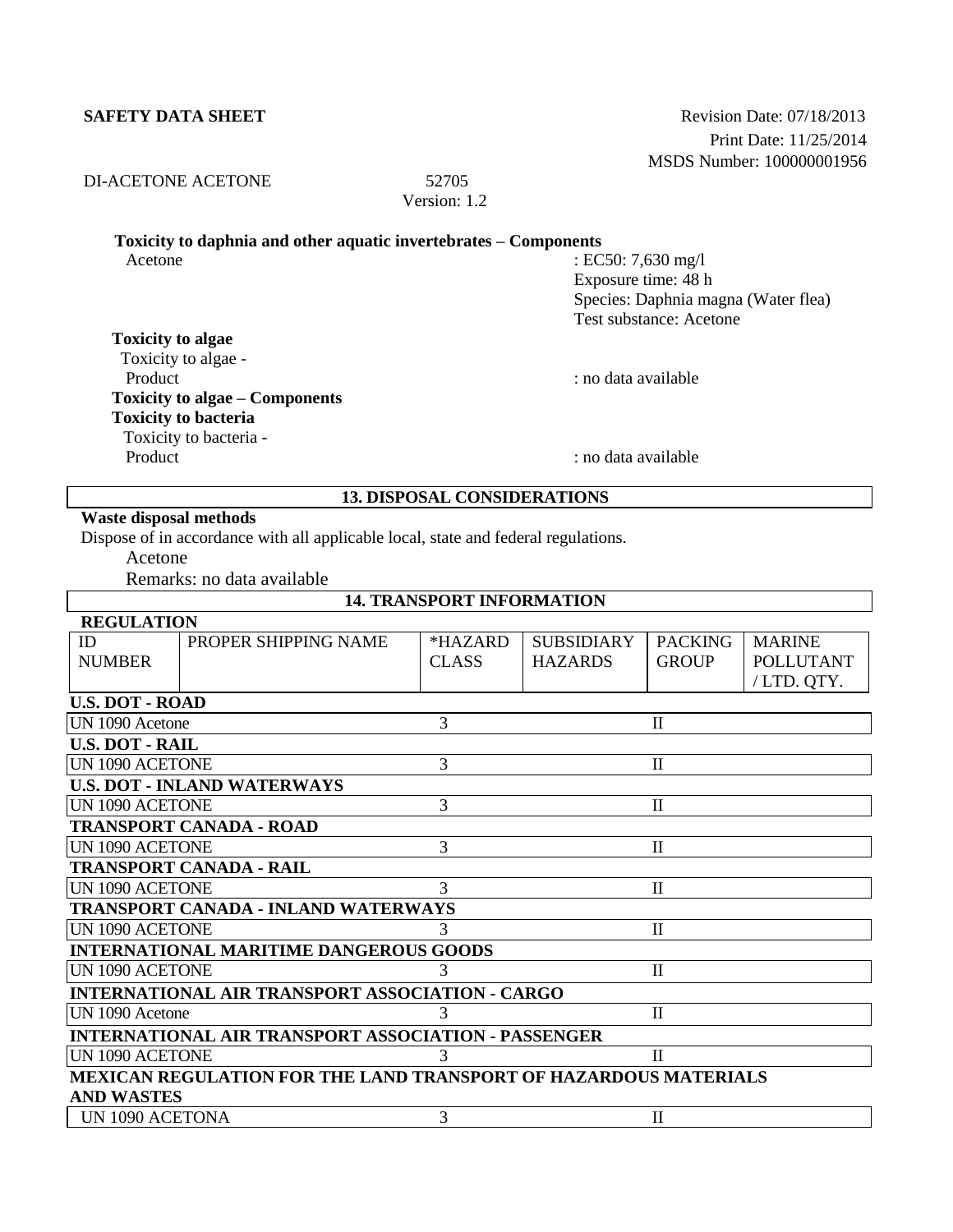**Toxicity to daphnia and other aquatic invertebrates – Components**

Acetone : EC50: 7,630 mg/l
Exposure time: 48 h
Species: Daphnia magna (Water flea)
Test substance: Acetone

**Toxicity to algae**

Toxicity to algae -
Product : no data available

**Toxicity to algae – Components**

**Toxicity to bacteria**

Toxicity to bacteria -
Product : no data available

## 13. DISPOSAL CONSIDERATIONS

**Waste disposal methods**

Dispose of in accordance with all applicable local, state and federal regulations.

Acetone
Remarks: no data available

## 14. TRANSPORT INFORMATION

**REGULATION**

| ID NUMBER | PROPER SHIPPING NAME | *HAZARD CLASS | SUBSIDIARY HAZARDS | PACKING GROUP | MARINE POLLUTANT / LTD. QTY. |
|---|---|---|---|---|---|
| **U.S. DOT - ROAD** | | | | | |
| UN 1090 | Acetone | 3 | | II | |
| **U.S. DOT - RAIL** | | | | | |
| UN 1090 | ACETONE | 3 | | II | |
| **U.S. DOT - INLAND WATERWAYS** | | | | | |
| UN 1090 | ACETONE | 3 | | II | |
| **TRANSPORT CANADA - ROAD** | | | | | |
| UN 1090 | ACETONE | 3 | | II | |
| **TRANSPORT CANADA - RAIL** | | | | | |
| UN 1090 | ACETONE | 3 | | II | |
| **TRANSPORT CANADA - INLAND WATERWAYS** | | | | | |
| UN 1090 | ACETONE | 3 | | II | |
| **INTERNATIONAL MARITIME DANGEROUS GOODS** | | | | | |
| UN 1090 | ACETONE | 3 | | II | |
| **INTERNATIONAL AIR TRANSPORT ASSOCIATION - CARGO** | | | | | |
| UN 1090 | Acetone | 3 | | II | |
| **INTERNATIONAL AIR TRANSPORT ASSOCIATION - PASSENGER** | | | | | |
| UN 1090 | ACETONE | 3 | | II | |
| **MEXICAN REGULATION FOR THE LAND TRANSPORT OF HAZARDOUS MATERIALS AND WASTES** | | | | | |
| UN 1090 | ACETONA | 3 | | II | |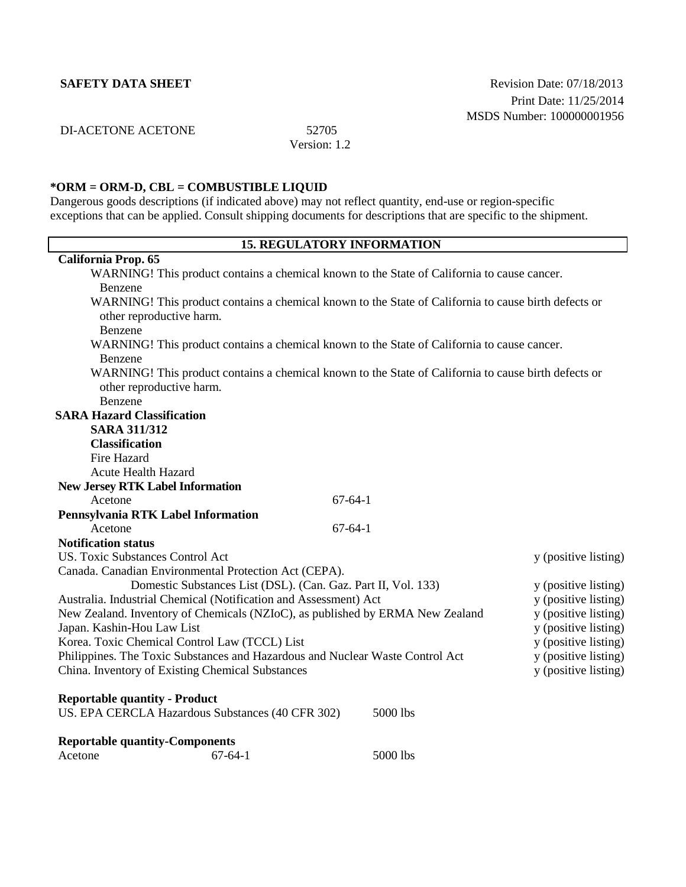**SAFETY DATA SHEET**

Revision Date: 07/18/2013
Print Date: 11/25/2014
MSDS Number: 100000001956

DI-ACETONE ACETONE 52705
Version: 1.2

**\*ORM = ORM-D, CBL = COMBUSTIBLE LIQUID**

Dangerous goods descriptions (if indicated above) may not reflect quantity, end-use or region-specific exceptions that can be applied. Consult shipping documents for descriptions that are specific to the shipment.

## 15. REGULATORY INFORMATION

**California Prop. 65**

WARNING! This product contains a chemical known to the State of California to cause cancer.
Benzene

WARNING! This product contains a chemical known to the State of California to cause birth defects or other reproductive harm.
Benzene

WARNING! This product contains a chemical known to the State of California to cause cancer.
Benzene

WARNING! This product contains a chemical known to the State of California to cause birth defects or other reproductive harm.
Benzene

**SARA Hazard Classification**

**SARA 311/312**

**Classification**

Fire Hazard
Acute Health Hazard

**New Jersey RTK Label Information**

| Acetone | 67-64-1 |
|---|---|

**Pennsylvania RTK Label Information**

| Acetone | 67-64-1 |
|---|---|

**Notification status**

| | |
|---|---|
| US. Toxic Substances Control Act | y (positive listing) |
| Canada. Canadian Environmental Protection Act (CEPA). Domestic Substances List (DSL). (Can. Gaz. Part II, Vol. 133) | y (positive listing) |
| Australia. Industrial Chemical (Notification and Assessment) Act | y (positive listing) |
| New Zealand. Inventory of Chemicals (NZIoC), as published by ERMA New Zealand | y (positive listing) |
| Japan. Kashin-Hou Law List | y (positive listing) |
| Korea. Toxic Chemical Control Law (TCCL) List | y (positive listing) |
| Philippines. The Toxic Substances and Hazardous and Nuclear Waste Control Act | y (positive listing) |
| China. Inventory of Existing Chemical Substances | y (positive listing) |

**Reportable quantity - Product**

| | |
|---|---|
| US. EPA CERCLA Hazardous Substances (40 CFR 302) | 5000 lbs |

**Reportable quantity-Components**

| | | |
|---|---|---|
| Acetone | 67-64-1 | 5000 lbs |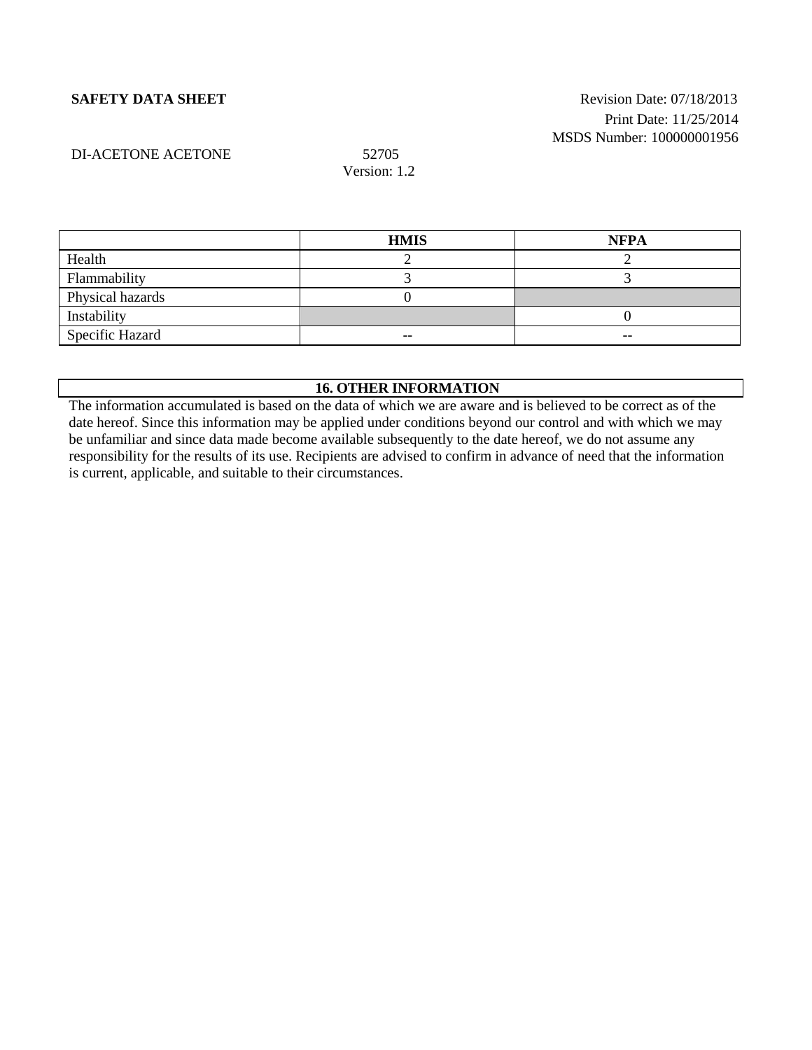|  | HMIS | NFPA |
|---|---|---|
| Health | 2 | 2 |
| Flammability | 3 | 3 |
| Physical hazards | 0 |  |
| Instability |  | 0 |
| Specific Hazard | -- | -- |

## 16. OTHER INFORMATION

The information accumulated is based on the data of which we are aware and is believed to be correct as of the date hereof. Since this information may be applied under conditions beyond our control and with which we may be unfamiliar and since data made become available subsequently to the date hereof, we do not assume any responsibility for the results of its use. Recipients are advised to confirm in advance of need that the information is current, applicable, and suitable to their circumstances.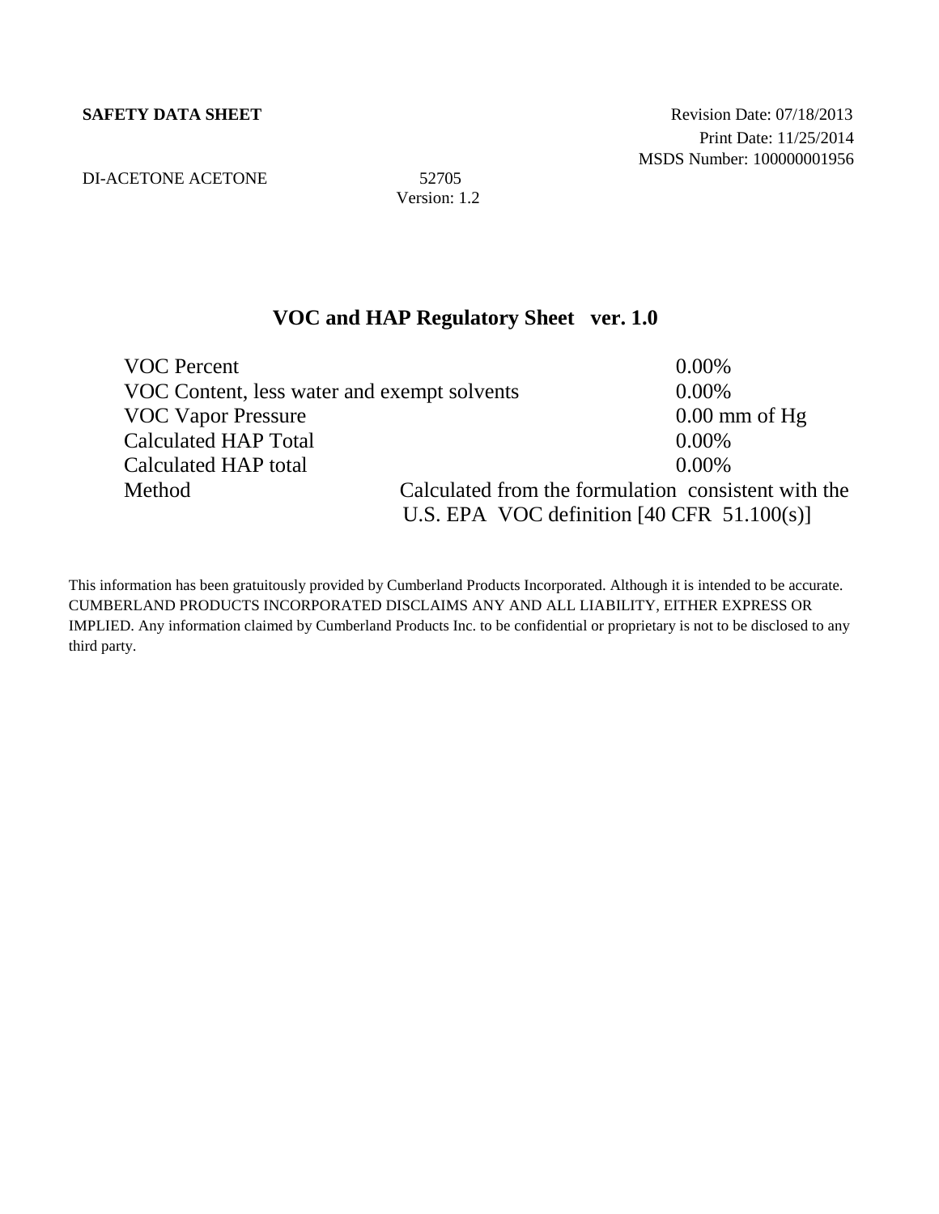**SAFETY DATA SHEET**

Revision Date: 07/18/2013
Print Date: 11/25/2014
MSDS Number: 100000001956

DI-ACETONE ACETONE 52705
Version: 1.2

## VOC and HAP Regulatory Sheet ver. 1.0

| | |
|---|---|
| VOC Percent | 0.00% |
| VOC Content, less water and exempt solvents | 0.00% |
| VOC Vapor Pressure | 0.00 mm of Hg |
| Calculated HAP Total | 0.00% |
| Calculated HAP total | 0.00% |
| Method | Calculated from the formulation consistent with the U.S. EPA VOC definition [40 CFR 51.100(s)] |

This information has been gratuitously provided by Cumberland Products Incorporated. Although it is intended to be accurate. CUMBERLAND PRODUCTS INCORPORATED DISCLAIMS ANY AND ALL LIABILITY, EITHER EXPRESS OR IMPLIED. Any information claimed by Cumberland Products Inc. to be confidential or proprietary is not to be disclosed to any third party.